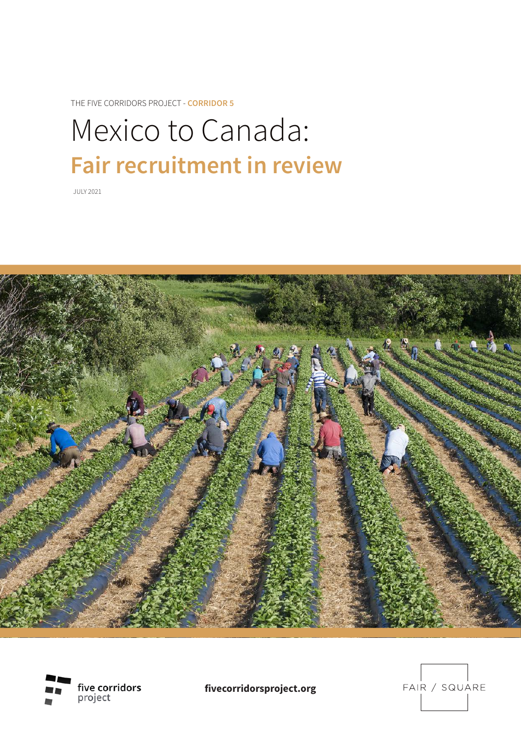THE FIVE CORRIDORS PROJECT - **CORRIDOR 5**

# Mexico to Canada:

## **Fair recruitment in review**

JULY 2021

five corridors project

**fivecorridorsproject.org**

FAIR / SQUARE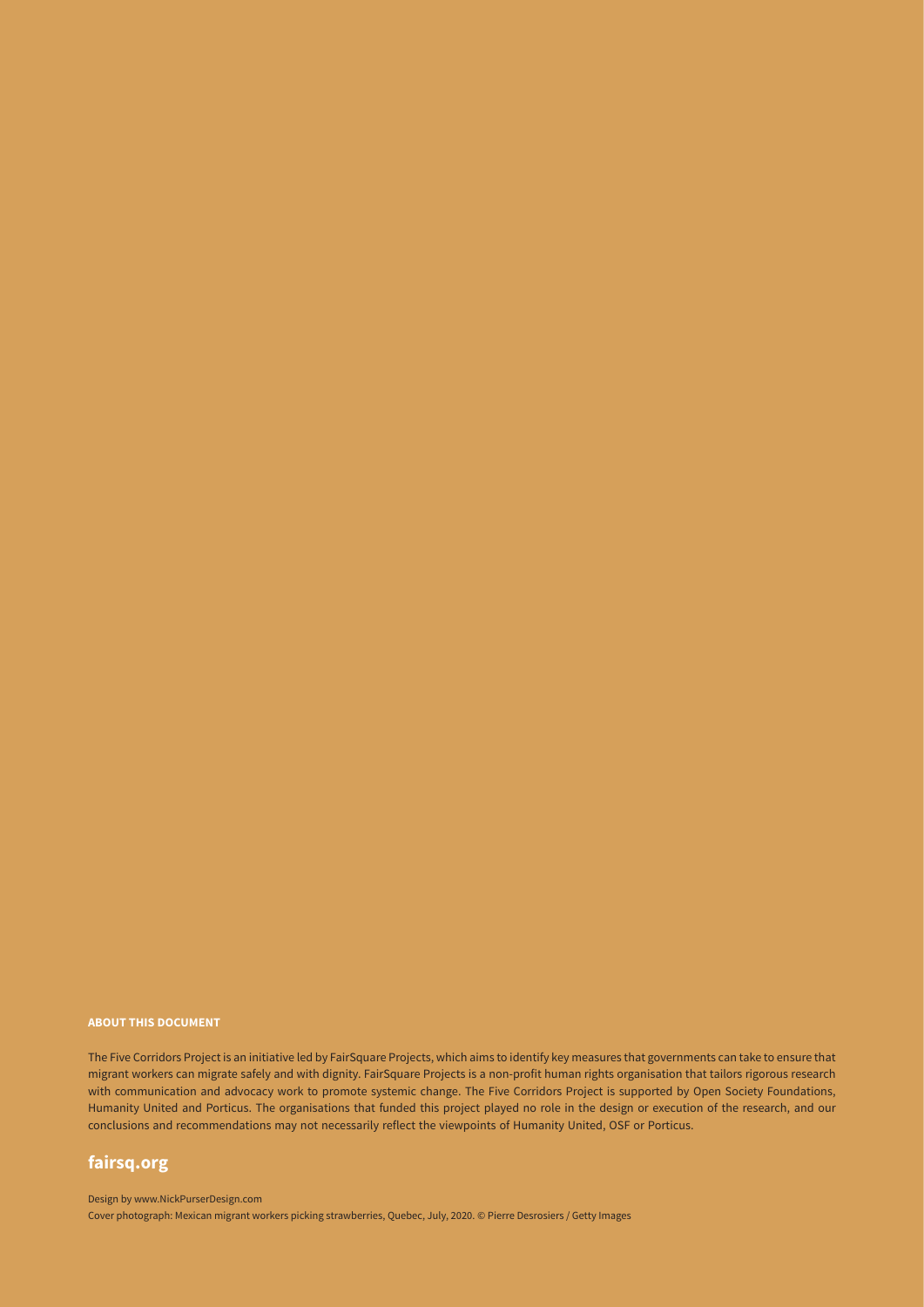### ABOUT THIS DOCUMENT

The Five Corridors Project is an initiative led by FairSquare Projects, which aims to identify key measures that governments can take to ensure that migrant workers can migrate safely and with dignity. FairSquare Projects is a non-profit human rights organisation that tailors rigorous research with communication and advocacy work to promote systemic change. The Five Corridors Project is supported by Open Society Foundations, Humanity United and Porticus. The organisations that funded this project played no role in the design or execution of the research, and our conclusions and recommendations may not necessarily reflect the viewpoints of Humanity United, OSF or Porticus.

**fairsq.org**

Design by www.NickPurserDesign.com
Cover photograph: Mexican migrant workers picking strawberries, Quebec, July, 2020. © Pierre Desrosiers / Getty Images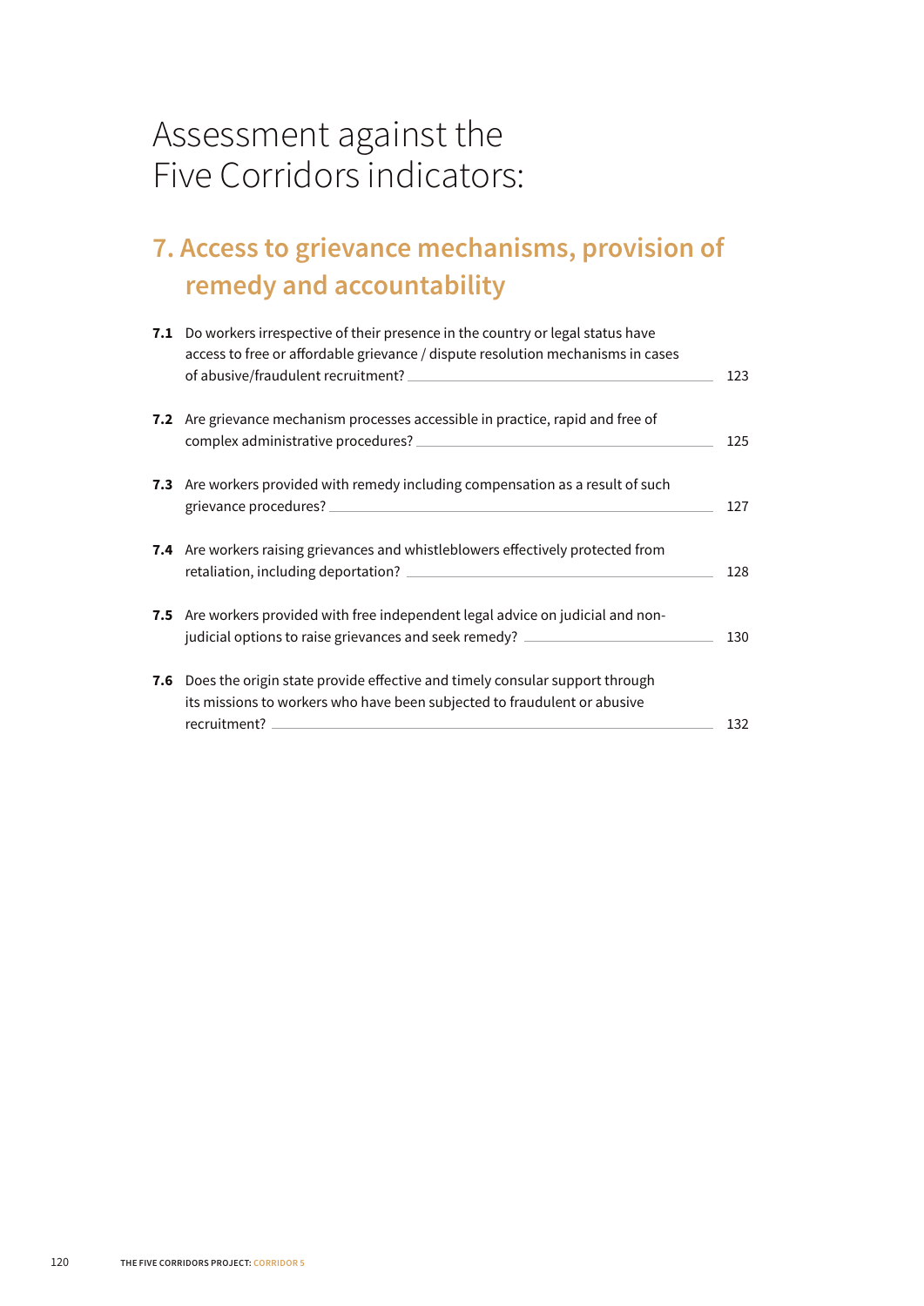# Assessment against the Five Corridors indicators:

## 7. Access to grievance mechanisms, provision of remedy and accountability

| | | |
|---|---|---|
| **7.1** | Do workers irrespective of their presence in the country or legal status have access to free or affordable grievance / dispute resolution mechanisms in cases of abusive/fraudulent recruitment? | 123 |
| **7.2** | Are grievance mechanism processes accessible in practice, rapid and free of complex administrative procedures? | 125 |
| **7.3** | Are workers provided with remedy including compensation as a result of such grievance procedures? | 127 |
| **7.4** | Are workers raising grievances and whistleblowers effectively protected from retaliation, including deportation? | 128 |
| **7.5** | Are workers provided with free independent legal advice on judicial and non-judicial options to raise grievances and seek remedy? | 130 |
| **7.6** | Does the origin state provide effective and timely consular support through its missions to workers who have been subjected to fraudulent or abusive recruitment? | 132 |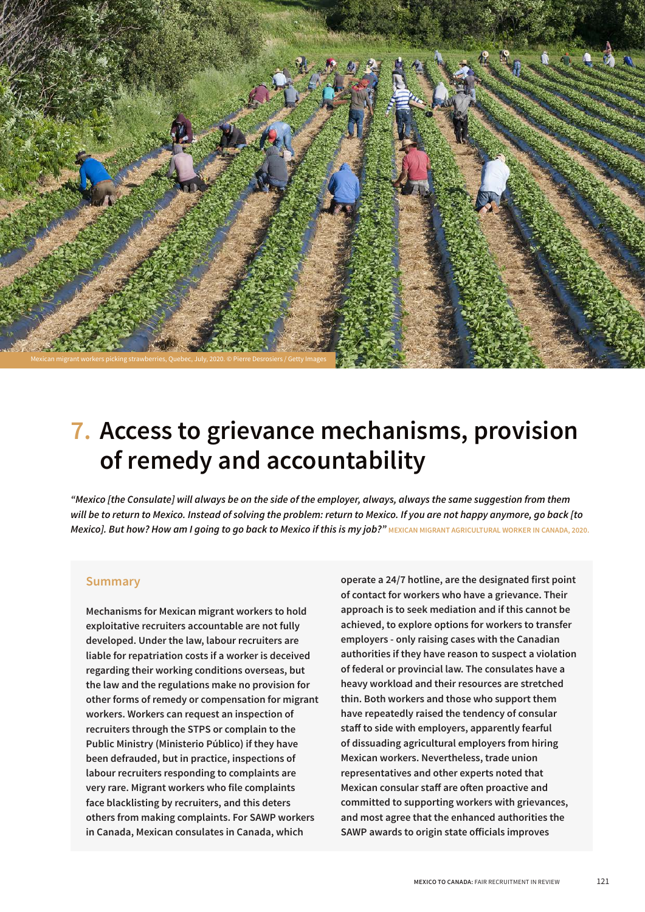Mexican migrant workers picking strawberries, Quebec, July, 2020. © Pierre Desrosiers / Getty Images

# 7. Access to grievance mechanisms, provision of remedy and accountability

*"Mexico [the Consulate] will always be on the side of the employer, always, always the same suggestion from them will be to return to Mexico. Instead of solving the problem: return to Mexico. If you are not happy anymore, go back [to Mexico]. But how? How am I going to go back to Mexico if this is my job?"* MEXICAN MIGRANT AGRICULTURAL WORKER IN CANADA, 2020.

## Summary

**Mechanisms for Mexican migrant workers to hold exploitative recruiters accountable are not fully developed. Under the law, labour recruiters are liable for repatriation costs if a worker is deceived regarding their working conditions overseas, but the law and the regulations make no provision for other forms of remedy or compensation for migrant workers. Workers can request an inspection of recruiters through the STPS or complain to the Public Ministry (Ministerio Público) if they have been defrauded, but in practice, inspections of labour recruiters responding to complaints are very rare. Migrant workers who file complaints face blacklisting by recruiters, and this deters others from making complaints. For SAWP workers in Canada, Mexican consulates in Canada, which operate a 24/7 hotline, are the designated first point of contact for workers who have a grievance. Their approach is to seek mediation and if this cannot be achieved, to explore options for workers to transfer employers - only raising cases with the Canadian authorities if they have reason to suspect a violation of federal or provincial law. The consulates have a heavy workload and their resources are stretched thin. Both workers and those who support them have repeatedly raised the tendency of consular staff to side with employers, apparently fearful of dissuading agricultural employers from hiring Mexican workers. Nevertheless, trade union representatives and other experts noted that Mexican consular staff are often proactive and committed to supporting workers with grievances, and most agree that the enhanced authorities the SAWP awards to origin state officials improves**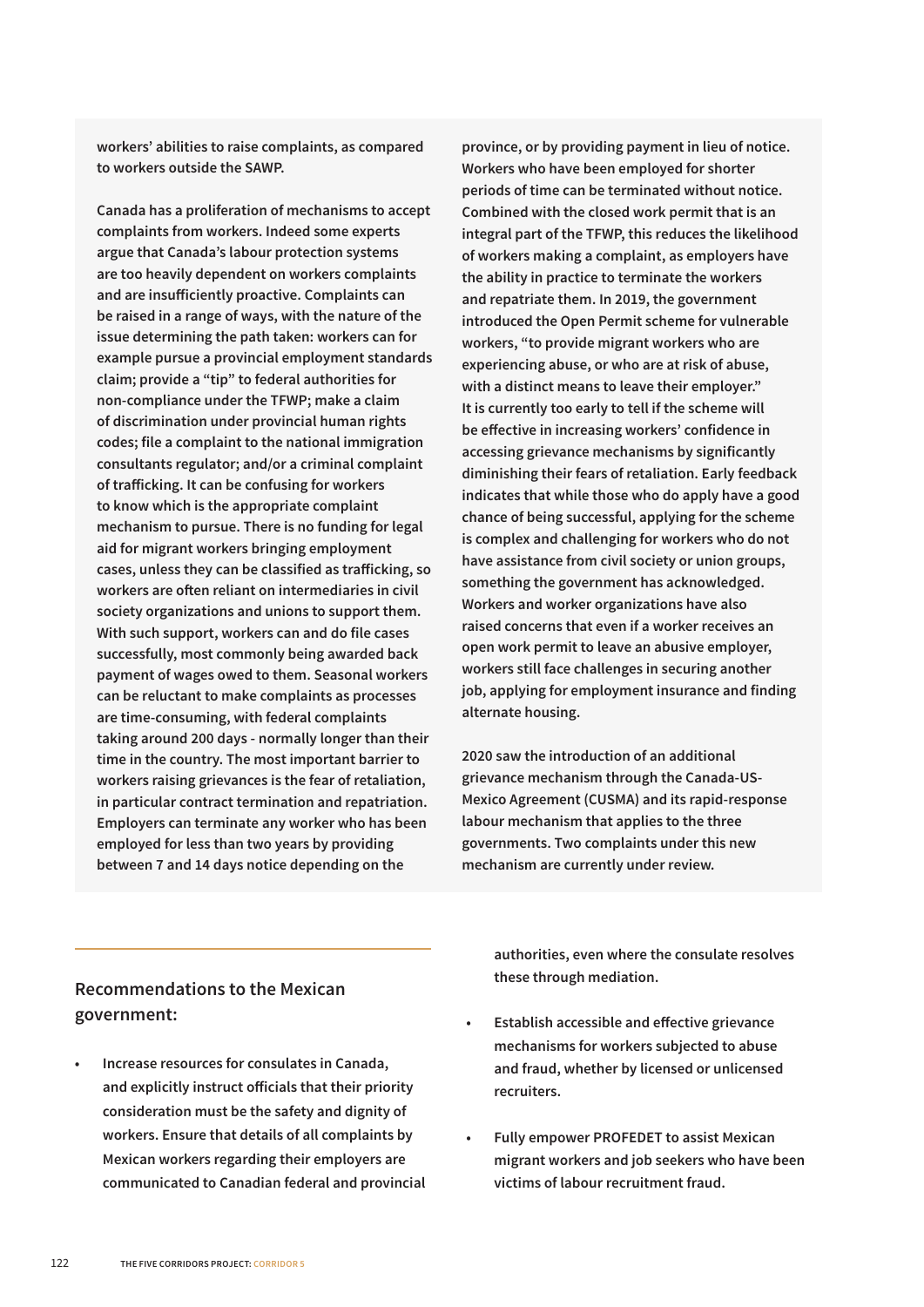workers' abilities to raise complaints, as compared to workers outside the SAWP.

Canada has a proliferation of mechanisms to accept complaints from workers. Indeed some experts argue that Canada's labour protection systems are too heavily dependent on workers complaints and are insufficiently proactive. Complaints can be raised in a range of ways, with the nature of the issue determining the path taken: workers can for example pursue a provincial employment standards claim; provide a "tip" to federal authorities for non-compliance under the TFWP; make a claim of discrimination under provincial human rights codes; file a complaint to the national immigration consultants regulator; and/or a criminal complaint of trafficking. It can be confusing for workers to know which is the appropriate complaint mechanism to pursue. There is no funding for legal aid for migrant workers bringing employment cases, unless they can be classified as trafficking, so workers are often reliant on intermediaries in civil society organizations and unions to support them. With such support, workers can and do file cases successfully, most commonly being awarded back payment of wages owed to them. Seasonal workers can be reluctant to make complaints as processes are time-consuming, with federal complaints taking around 200 days - normally longer than their time in the country. The most important barrier to workers raising grievances is the fear of retaliation, in particular contract termination and repatriation. Employers can terminate any worker who has been employed for less than two years by providing between 7 and 14 days notice depending on the province, or by providing payment in lieu of notice. Workers who have been employed for shorter periods of time can be terminated without notice. Combined with the closed work permit that is an integral part of the TFWP, this reduces the likelihood of workers making a complaint, as employers have the ability in practice to terminate the workers and repatriate them. In 2019, the government introduced the Open Permit scheme for vulnerable workers, "to provide migrant workers who are experiencing abuse, or who are at risk of abuse, with a distinct means to leave their employer." It is currently too early to tell if the scheme will be effective in increasing workers' confidence in accessing grievance mechanisms by significantly diminishing their fears of retaliation. Early feedback indicates that while those who do apply have a good chance of being successful, applying for the scheme is complex and challenging for workers who do not have assistance from civil society or union groups, something the government has acknowledged. Workers and worker organizations have also raised concerns that even if a worker receives an open work permit to leave an abusive employer, workers still face challenges in securing another job, applying for employment insurance and finding alternate housing.

2020 saw the introduction of an additional grievance mechanism through the Canada-US-Mexico Agreement (CUSMA) and its rapid-response labour mechanism that applies to the three governments. Two complaints under this new mechanism are currently under review.

## Recommendations to the Mexican government:

- Increase resources for consulates in Canada, and explicitly instruct officials that their priority consideration must be the safety and dignity of workers. Ensure that details of all complaints by Mexican workers regarding their employers are communicated to Canadian federal and provincial authorities, even where the consulate resolves these through mediation.
- Establish accessible and effective grievance mechanisms for workers subjected to abuse and fraud, whether by licensed or unlicensed recruiters.
- Fully empower PROFEDET to assist Mexican migrant workers and job seekers who have been victims of labour recruitment fraud.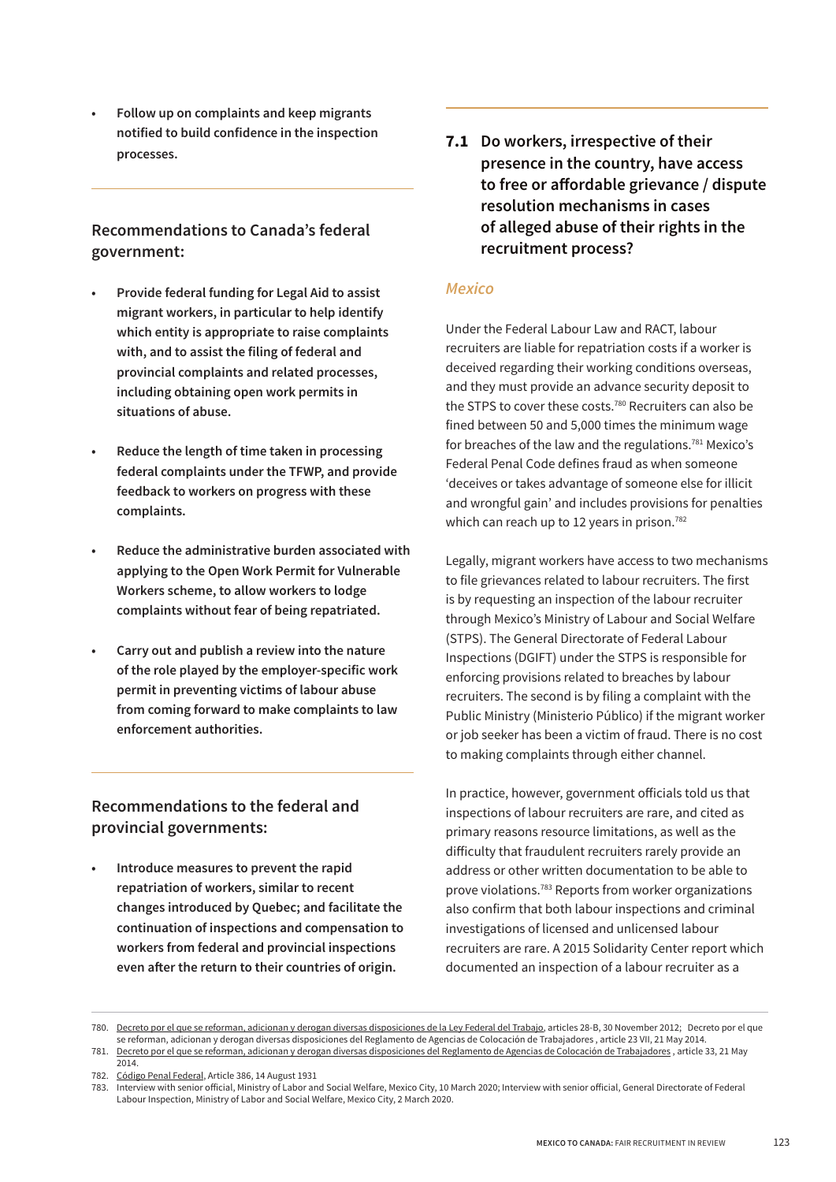- **Follow up on complaints and keep migrants notified to build confidence in the inspection processes.**

### Recommendations to Canada's federal government:

- **Provide federal funding for Legal Aid to assist migrant workers, in particular to help identify which entity is appropriate to raise complaints with, and to assist the filing of federal and provincial complaints and related processes, including obtaining open work permits in situations of abuse.**
- **Reduce the length of time taken in processing federal complaints under the TFWP, and provide feedback to workers on progress with these complaints.**
- **Reduce the administrative burden associated with applying to the Open Work Permit for Vulnerable Workers scheme, to allow workers to lodge complaints without fear of being repatriated.**
- **Carry out and publish a review into the nature of the role played by the employer-specific work permit in preventing victims of labour abuse from coming forward to make complaints to law enforcement authorities.**

### Recommendations to the federal and provincial governments:

- **Introduce measures to prevent the rapid repatriation of workers, similar to recent changes introduced by Quebec; and facilitate the continuation of inspections and compensation to workers from federal and provincial inspections even after the return to their countries of origin.**

## 7.1 Do workers, irrespective of their presence in the country, have access to free or affordable grievance / dispute resolution mechanisms in cases of alleged abuse of their rights in the recruitment process?

### *Mexico*

Under the Federal Labour Law and RACT, labour recruiters are liable for repatriation costs if a worker is deceived regarding their working conditions overseas, and they must provide an advance security deposit to the STPS to cover these costs.[780] Recruiters can also be fined between 50 and 5,000 times the minimum wage for breaches of the law and the regulations.[781] Mexico's Federal Penal Code defines fraud as when someone 'deceives or takes advantage of someone else for illicit and wrongful gain' and includes provisions for penalties which can reach up to 12 years in prison.[782]

Legally, migrant workers have access to two mechanisms to file grievances related to labour recruiters. The first is by requesting an inspection of the labour recruiter through Mexico's Ministry of Labour and Social Welfare (STPS). The General Directorate of Federal Labour Inspections (DGIFT) under the STPS is responsible for enforcing provisions related to breaches by labour recruiters. The second is by filing a complaint with the Public Ministry (Ministerio Público) if the migrant worker or job seeker has been a victim of fraud. There is no cost to making complaints through either channel.

In practice, however, government officials told us that inspections of labour recruiters are rare, and cited as primary reasons resource limitations, as well as the difficulty that fraudulent recruiters rarely provide an address or other written documentation to be able to prove violations.[783] Reports from worker organizations also confirm that both labour inspections and criminal investigations of licensed and unlicensed labour recruiters are rare. A 2015 Solidarity Center report which documented an inspection of a labour recruiter as a

---

780. Decreto por el que se reforman, adicionan y derogan diversas disposiciones de la Ley Federal del Trabajo, articles 28-B, 30 November 2012; Decreto por el que se reforman, adicionan y derogan diversas disposiciones del Reglamento de Agencias de Colocación de Trabajadores , article 23 VII, 21 May 2014.

781. Decreto por el que se reforman, adicionan y derogan diversas disposiciones del Reglamento de Agencias de Colocación de Trabajadores , article 33, 21 May 2014.

782. Código Penal Federal, Article 386, 14 August 1931

783. Interview with senior official, Ministry of Labor and Social Welfare, Mexico City, 10 March 2020; Interview with senior official, General Directorate of Federal Labour Inspection, Ministry of Labor and Social Welfare, Mexico City, 2 March 2020.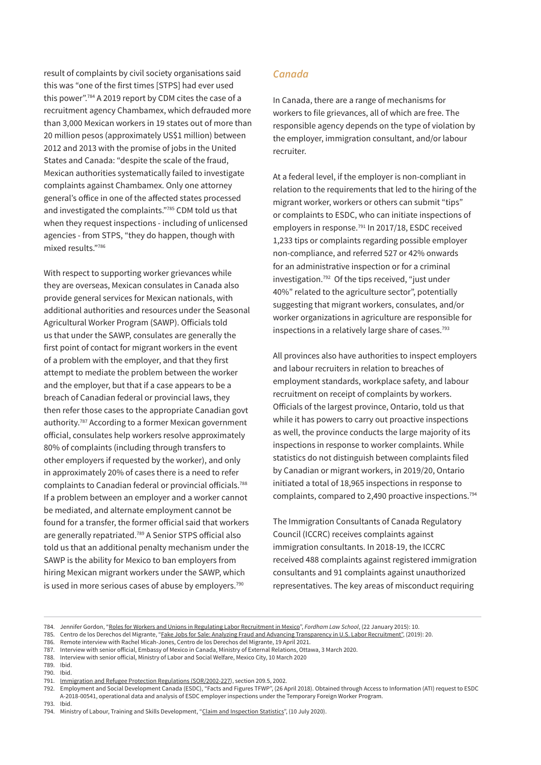result of complaints by civil society organisations said this was "one of the first times [STPS] had ever used this power".[784] A 2019 report by CDM cites the case of a recruitment agency Chambamex, which defrauded more than 3,000 Mexican workers in 19 states out of more than 20 million pesos (approximately US$1 million) between 2012 and 2013 with the promise of jobs in the United States and Canada: "despite the scale of the fraud, Mexican authorities systematically failed to investigate complaints against Chambamex. Only one attorney general's office in one of the affected states processed and investigated the complaints."[785] CDM told us that when they request inspections - including of unlicensed agencies - from STPS, "they do happen, though with mixed results."[786]

With respect to supporting worker grievances while they are overseas, Mexican consulates in Canada also provide general services for Mexican nationals, with additional authorities and resources under the Seasonal Agricultural Worker Program (SAWP). Officials told us that under the SAWP, consulates are generally the first point of contact for migrant workers in the event of a problem with the employer, and that they first attempt to mediate the problem between the worker and the employer, but that if a case appears to be a breach of Canadian federal or provincial laws, they then refer those cases to the appropriate Canadian govt authority.[787] According to a former Mexican government official, consulates help workers resolve approximately 80% of complaints (including through transfers to other employers if requested by the worker), and only in approximately 20% of cases there is a need to refer complaints to Canadian federal or provincial officials.[788] If a problem between an employer and a worker cannot be mediated, and alternate employment cannot be found for a transfer, the former official said that workers are generally repatriated.[789] A Senior STPS official also told us that an additional penalty mechanism under the SAWP is the ability for Mexico to ban employers from hiring Mexican migrant workers under the SAWP, which is used in more serious cases of abuse by employers.[790]

### *Canada*

In Canada, there are a range of mechanisms for workers to file grievances, all of which are free. The responsible agency depends on the type of violation by the employer, immigration consultant, and/or labour recruiter.

At a federal level, if the employer is non-compliant in relation to the requirements that led to the hiring of the migrant worker, workers or others can submit "tips" or complaints to ESDC, who can initiate inspections of employers in response.[791] In 2017/18, ESDC received 1,233 tips or complaints regarding possible employer non-compliance, and referred 527 or 42% onwards for an administrative inspection or for a criminal investigation.[792] Of the tips received, "just under 40%" related to the agriculture sector", potentially suggesting that migrant workers, consulates, and/or worker organizations in agriculture are responsible for inspections in a relatively large share of cases.[793]

All provinces also have authorities to inspect employers and labour recruiters in relation to breaches of employment standards, workplace safety, and labour recruitment on receipt of complaints by workers. Officials of the largest province, Ontario, told us that while it has powers to carry out proactive inspections as well, the province conducts the large majority of its inspections in response to worker complaints. While statistics do not distinguish between complaints filed by Canadian or migrant workers, in 2019/20, Ontario initiated a total of 18,965 inspections in response to complaints, compared to 2,490 proactive inspections.[794]

The Immigration Consultants of Canada Regulatory Council (ICCRC) receives complaints against immigration consultants. In 2018-19, the ICCRC received 488 complaints against registered immigration consultants and 91 complaints against unauthorized representatives. The key areas of misconduct requiring

---

784. Jennifer Gordon, "Roles for Workers and Unions in Regulating Labor Recruitment in Mexico", *Fordham Law School*, (22 January 2015): 10.
785. Centro de los Derechos del Migrante, "Fake Jobs for Sale: Analyzing Fraud and Advancing Transparency in U.S. Labor Recruitment", (2019): 20.
786. Remote interview with Rachel Micah-Jones, Centro de los Derechos del Migrante, 19 April 2021.
787. Interview with senior official, Embassy of Mexico in Canada, Ministry of External Relations, Ottawa, 3 March 2020.
788. Interview with senior official, Ministry of Labor and Social Welfare, Mexico City, 10 March 2020
789. Ibid.
790. Ibid.
791. Immigration and Refugee Protection Regulations (SOR/2002-227), section 209.5, 2002.
792. Employment and Social Development Canada (ESDC), "Facts and Figures TFWP", (26 April 2018). Obtained through Access to Information (ATI) request to ESDC A-2018-00541, operational data and analysis of ESDC employer inspections under the Temporary Foreign Worker Program.
793. Ibid.
794. Ministry of Labour, Training and Skills Development, "Claim and Inspection Statistics", (10 July 2020).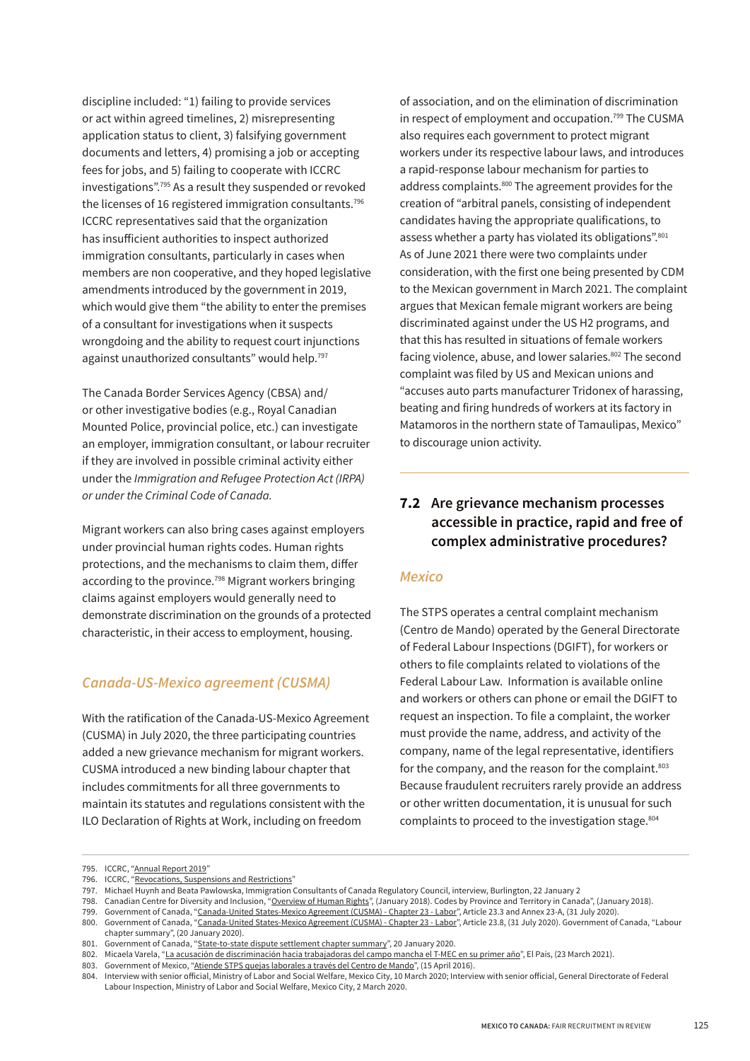discipline included: "1) failing to provide services or act within agreed timelines, 2) misrepresenting application status to client, 3) falsifying government documents and letters, 4) promising a job or accepting fees for jobs, and 5) failing to cooperate with ICCRC investigations".[795] As a result they suspended or revoked the licenses of 16 registered immigration consultants.[796] ICCRC representatives said that the organization has insufficient authorities to inspect authorized immigration consultants, particularly in cases when members are non cooperative, and they hoped legislative amendments introduced by the government in 2019, which would give them "the ability to enter the premises of a consultant for investigations when it suspects wrongdoing and the ability to request court injunctions against unauthorized consultants" would help.[797]

The Canada Border Services Agency (CBSA) and/or other investigative bodies (e.g., Royal Canadian Mounted Police, provincial police, etc.) can investigate an employer, immigration consultant, or labour recruiter if they are involved in possible criminal activity either under the *Immigration and Refugee Protection Act (IRPA) or under the Criminal Code of Canada.*

Migrant workers can also bring cases against employers under provincial human rights codes. Human rights protections, and the mechanisms to claim them, differ according to the province.[798] Migrant workers bringing claims against employers would generally need to demonstrate discrimination on the grounds of a protected characteristic, in their access to employment, housing.

### *Canada-US-Mexico agreement (CUSMA)*

With the ratification of the Canada-US-Mexico Agreement (CUSMA) in July 2020, the three participating countries added a new grievance mechanism for migrant workers. CUSMA introduced a new binding labour chapter that includes commitments for all three governments to maintain its statutes and regulations consistent with the ILO Declaration of Rights at Work, including on freedom of association, and on the elimination of discrimination in respect of employment and occupation.[799] The CUSMA also requires each government to protect migrant workers under its respective labour laws, and introduces a rapid-response labour mechanism for parties to address complaints.[800] The agreement provides for the creation of "arbitral panels, consisting of independent candidates having the appropriate qualifications, to assess whether a party has violated its obligations".[801] As of June 2021 there were two complaints under consideration, with the first one being presented by CDM to the Mexican government in March 2021. The complaint argues that Mexican female migrant workers are being discriminated against under the US H2 programs, and that this has resulted in situations of female workers facing violence, abuse, and lower salaries.[802] The second complaint was filed by US and Mexican unions and "accuses auto parts manufacturer Tridonex of harassing, beating and firing hundreds of workers at its factory in Matamoros in the northern state of Tamaulipas, Mexico" to discourage union activity.

## 7.2 Are grievance mechanism processes accessible in practice, rapid and free of complex administrative procedures?

### *Mexico*

The STPS operates a central complaint mechanism (Centro de Mando) operated by the General Directorate of Federal Labour Inspections (DGIFT), for workers or others to file complaints related to violations of the Federal Labour Law. Information is available online and workers or others can phone or email the DGIFT to request an inspection. To file a complaint, the worker must provide the name, address, and activity of the company, name of the legal representative, identifiers for the company, and the reason for the complaint.[803] Because fraudulent recruiters rarely provide an address or other written documentation, it is unusual for such complaints to proceed to the investigation stage.[804]

---

795. ICCRC, "Annual Report 2019"
796. ICCRC, "Revocations, Suspensions and Restrictions"
797. Michael Huynh and Beata Pawlowska, Immigration Consultants of Canada Regulatory Council, interview, Burlington, 22 January 2
798. Canadian Centre for Diversity and Inclusion, "Overview of Human Rights", (January 2018). Codes by Province and Territory in Canada", (January 2018).
799. Government of Canada, "Canada-United States-Mexico Agreement (CUSMA) - Chapter 23 - Labor", Article 23.3 and Annex 23-A, (31 July 2020).
800. Government of Canada, "Canada-United States-Mexico Agreement (CUSMA) - Chapter 23 - Labor", Article 23.8, (31 July 2020). Government of Canada, "Labour chapter summary", (20 January 2020).
801. Government of Canada, "State-to-state dispute settlement chapter summary", 20 January 2020.
802. Micaela Varela, "La acusación de discriminación hacia trabajadoras del campo mancha el T-MEC en su primer año", El Pais, (23 March 2021).
803. Government of Mexico, "Atiende STPS quejas laborales a través del Centro de Mando", (15 April 2016).
804. Interview with senior official, Ministry of Labor and Social Welfare, Mexico City, 10 March 2020; Interview with senior official, General Directorate of Federal Labour Inspection, Ministry of Labor and Social Welfare, Mexico City, 2 March 2020.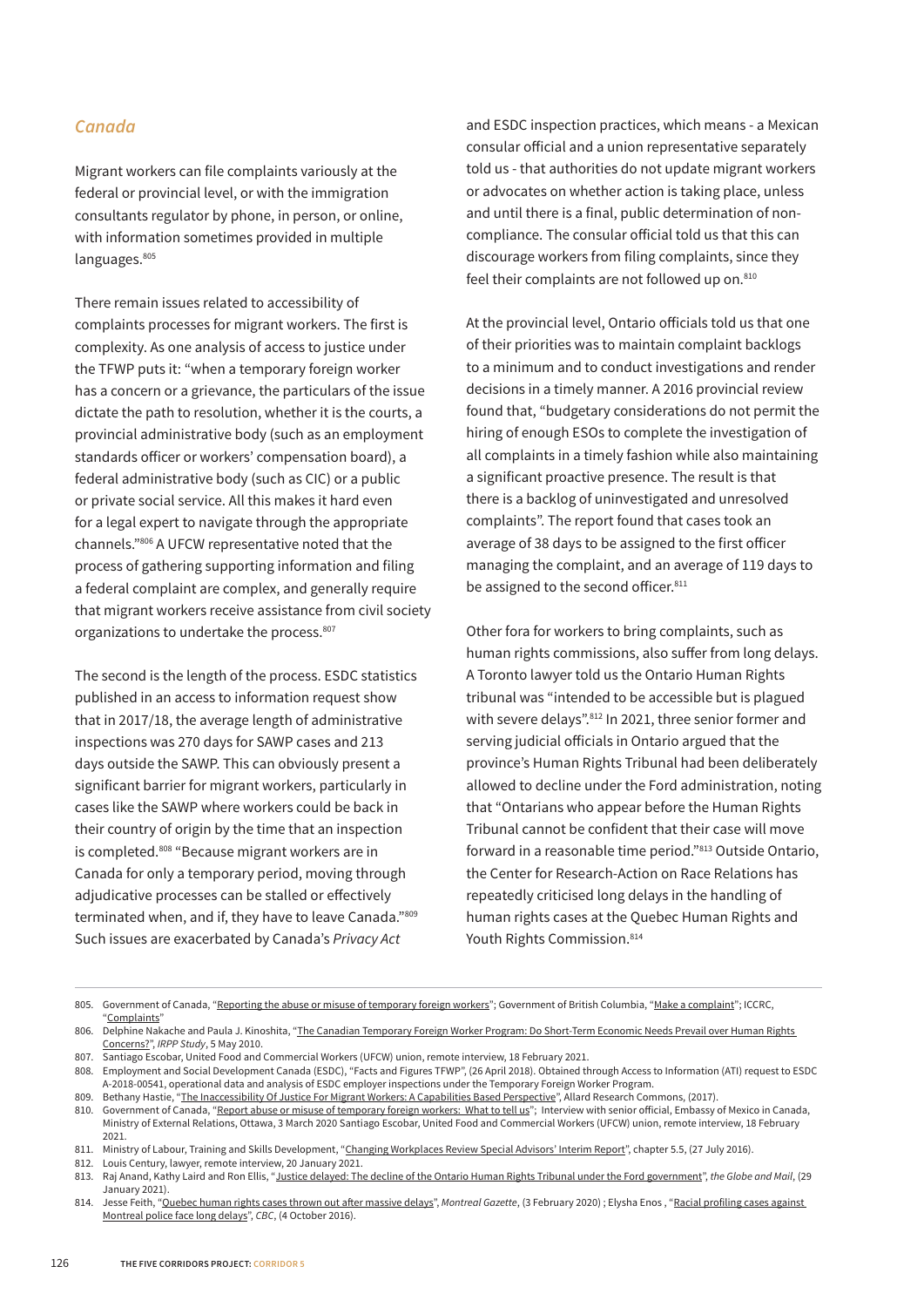## *Canada*

Migrant workers can file complaints variously at the federal or provincial level, or with the immigration consultants regulator by phone, in person, or online, with information sometimes provided in multiple languages.[805]

There remain issues related to accessibility of complaints processes for migrant workers. The first is complexity. As one analysis of access to justice under the TFWP puts it: "when a temporary foreign worker has a concern or a grievance, the particulars of the issue dictate the path to resolution, whether it is the courts, a provincial administrative body (such as an employment standards officer or workers' compensation board), a federal administrative body (such as CIC) or a public or private social service. All this makes it hard even for a legal expert to navigate through the appropriate channels."[806] A UFCW representative noted that the process of gathering supporting information and filing a federal complaint are complex, and generally require that migrant workers receive assistance from civil society organizations to undertake the process.[807]

The second is the length of the process. ESDC statistics published in an access to information request show that in 2017/18, the average length of administrative inspections was 270 days for SAWP cases and 213 days outside the SAWP. This can obviously present a significant barrier for migrant workers, particularly in cases like the SAWP where workers could be back in their country of origin by the time that an inspection is completed.[808] "Because migrant workers are in Canada for only a temporary period, moving through adjudicative processes can be stalled or effectively terminated when, and if, they have to leave Canada."[809] Such issues are exacerbated by Canada's *Privacy Act* and ESDC inspection practices, which means - a Mexican consular official and a union representative separately told us - that authorities do not update migrant workers or advocates on whether action is taking place, unless and until there is a final, public determination of non-compliance. The consular official told us that this can discourage workers from filing complaints, since they feel their complaints are not followed up on.[810]

At the provincial level, Ontario officials told us that one of their priorities was to maintain complaint backlogs to a minimum and to conduct investigations and render decisions in a timely manner. A 2016 provincial review found that, "budgetary considerations do not permit the hiring of enough ESOs to complete the investigation of all complaints in a timely fashion while also maintaining a significant proactive presence. The result is that there is a backlog of uninvestigated and unresolved complaints". The report found that cases took an average of 38 days to be assigned to the first officer managing the complaint, and an average of 119 days to be assigned to the second officer.[811]

Other fora for workers to bring complaints, such as human rights commissions, also suffer from long delays. A Toronto lawyer told us the Ontario Human Rights tribunal was "intended to be accessible but is plagued with severe delays".[812] In 2021, three senior former and serving judicial officials in Ontario argued that the province's Human Rights Tribunal had been deliberately allowed to decline under the Ford administration, noting that "Ontarians who appear before the Human Rights Tribunal cannot be confident that their case will move forward in a reasonable time period."[813] Outside Ontario, the Center for Research-Action on Race Relations has repeatedly criticised long delays in the handling of human rights cases at the Quebec Human Rights and Youth Rights Commission.[814]

---

805. Government of Canada, "Reporting the abuse or misuse of temporary foreign workers"; Government of British Columbia, "Make a complaint"; ICCRC, "Complaints"
806. Delphine Nakache and Paula J. Kinoshita, "The Canadian Temporary Foreign Worker Program: Do Short-Term Economic Needs Prevail over Human Rights Concerns?", *IRPP Study*, 5 May 2010.
807. Santiago Escobar, United Food and Commercial Workers (UFCW) union, remote interview, 18 February 2021.
808. Employment and Social Development Canada (ESDC), "Facts and Figures TFWP", (26 April 2018). Obtained through Access to Information (ATI) request to ESDC A-2018-00541, operational data and analysis of ESDC employer inspections under the Temporary Foreign Worker Program.
809. Bethany Hastie, "The Inaccessibility Of Justice For Migrant Workers: A Capabilities Based Perspective", Allard Research Commons, (2017).
810. Government of Canada, "Report abuse or misuse of temporary foreign workers: What to tell us"; Interview with senior official, Embassy of Mexico in Canada, Ministry of External Relations, Ottawa, 3 March 2020 Santiago Escobar, United Food and Commercial Workers (UFCW) union, remote interview, 18 February 2021.
811. Ministry of Labour, Training and Skills Development, "Changing Workplaces Review Special Advisors' Interim Report", chapter 5.5, (27 July 2016).
812. Louis Century, lawyer, remote interview, 20 January 2021.
813. Raj Anand, Kathy Laird and Ron Ellis, "Justice delayed: The decline of the Ontario Human Rights Tribunal under the Ford government", *the Globe and Mail*, (29 January 2021).
814. Jesse Feith, "Quebec human rights cases thrown out after massive delays", *Montreal Gazette*, (3 February 2020) ; Elysha Enos , "Racial profiling cases against Montreal police face long delays", *CBC*, (4 October 2016).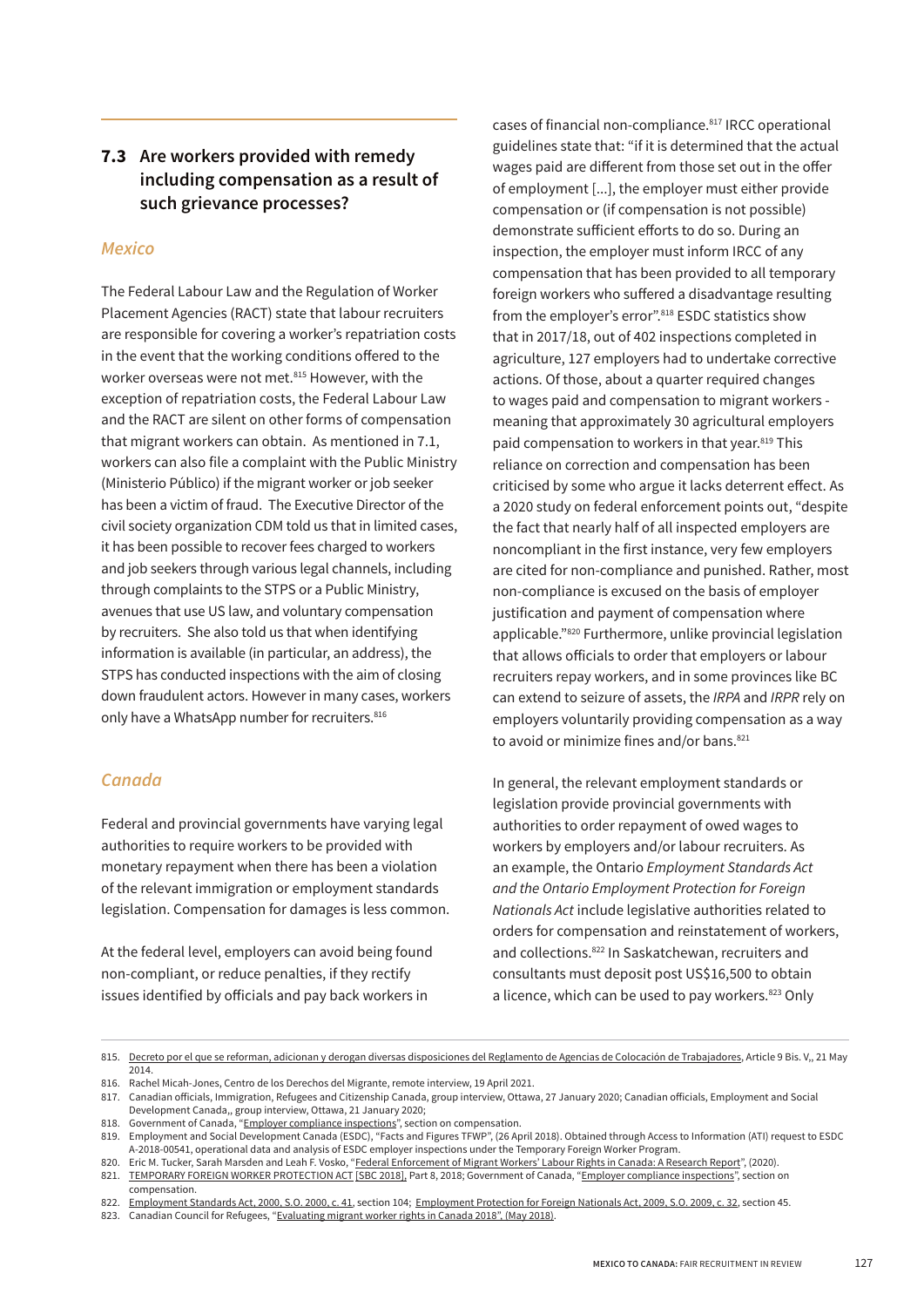## 7.3 Are workers provided with remedy including compensation as a result of such grievance processes?

### *Mexico*

The Federal Labour Law and the Regulation of Worker Placement Agencies (RACT) state that labour recruiters are responsible for covering a worker's repatriation costs in the event that the working conditions offered to the worker overseas were not met.[815] However, with the exception of repatriation costs, the Federal Labour Law and the RACT are silent on other forms of compensation that migrant workers can obtain. As mentioned in 7.1, workers can also file a complaint with the Public Ministry (Ministerio Público) if the migrant worker or job seeker has been a victim of fraud. The Executive Director of the civil society organization CDM told us that in limited cases, it has been possible to recover fees charged to workers and job seekers through various legal channels, including through complaints to the STPS or a Public Ministry, avenues that use US law, and voluntary compensation by recruiters. She also told us that when identifying information is available (in particular, an address), the STPS has conducted inspections with the aim of closing down fraudulent actors. However in many cases, workers only have a WhatsApp number for recruiters.[816]

### *Canada*

Federal and provincial governments have varying legal authorities to require workers to be provided with monetary repayment when there has been a violation of the relevant immigration or employment standards legislation. Compensation for damages is less common.

At the federal level, employers can avoid being found non-compliant, or reduce penalties, if they rectify issues identified by officials and pay back workers in cases of financial non-compliance.[817] IRCC operational guidelines state that: "if it is determined that the actual wages paid are different from those set out in the offer of employment [...], the employer must either provide compensation or (if compensation is not possible) demonstrate sufficient efforts to do so. During an inspection, the employer must inform IRCC of any compensation that has been provided to all temporary foreign workers who suffered a disadvantage resulting from the employer's error".[818] ESDC statistics show that in 2017/18, out of 402 inspections completed in agriculture, 127 employers had to undertake corrective actions. Of those, about a quarter required changes to wages paid and compensation to migrant workers - meaning that approximately 30 agricultural employers paid compensation to workers in that year.[819] This reliance on correction and compensation has been criticised by some who argue it lacks deterrent effect. As a 2020 study on federal enforcement points out, "despite the fact that nearly half of all inspected employers are noncompliant in the first instance, very few employers are cited for non-compliance and punished. Rather, most non-compliance is excused on the basis of employer justification and payment of compensation where applicable."[820] Furthermore, unlike provincial legislation that allows officials to order that employers or labour recruiters repay workers, and in some provinces like BC can extend to seizure of assets, the *IRPA* and *IRPR* rely on employers voluntarily providing compensation as a way to avoid or minimize fines and/or bans.[821]

In general, the relevant employment standards or legislation provide provincial governments with authorities to order repayment of owed wages to workers by employers and/or labour recruiters. As an example, the Ontario *Employment Standards Act and the Ontario Employment Protection for Foreign Nationals Act* include legislative authorities related to orders for compensation and reinstatement of workers, and collections.[822] In Saskatchewan, recruiters and consultants must deposit post US$16,500 to obtain a licence, which can be used to pay workers.[823] Only

---

815. Decreto por el que se reforman, adicionan y derogan diversas disposiciones del Reglamento de Agencias de Colocación de Trabajadores, Article 9 Bis. V., 21 May 2014.

816. Rachel Micah-Jones, Centro de los Derechos del Migrante, remote interview, 19 April 2021.

817. Canadian officials, Immigration, Refugees and Citizenship Canada, group interview, Ottawa, 27 January 2020; Canadian officials, Employment and Social Development Canada,, group interview, Ottawa, 21 January 2020;

818. Government of Canada, "Employer compliance inspections", section on compensation.

819. Employment and Social Development Canada (ESDC), "Facts and Figures TFWP", (26 April 2018). Obtained through Access to Information (ATI) request to ESDC A-2018-00541, operational data and analysis of ESDC employer inspections under the Temporary Foreign Worker Program.

820. Eric M. Tucker, Sarah Marsden and Leah F. Vosko, "Federal Enforcement of Migrant Workers' Labour Rights in Canada: A Research Report", (2020).

821. TEMPORARY FOREIGN WORKER PROTECTION ACT [SBC 2018], Part 8, 2018; Government of Canada, "Employer compliance inspections", section on compensation.

822. Employment Standards Act, 2000, S.O. 2000, c. 41, section 104; Employment Protection for Foreign Nationals Act, 2009, S.O. 2009, c. 32, section 45.

823. Canadian Council for Refugees, "Evaluating migrant worker rights in Canada 2018", (May 2018).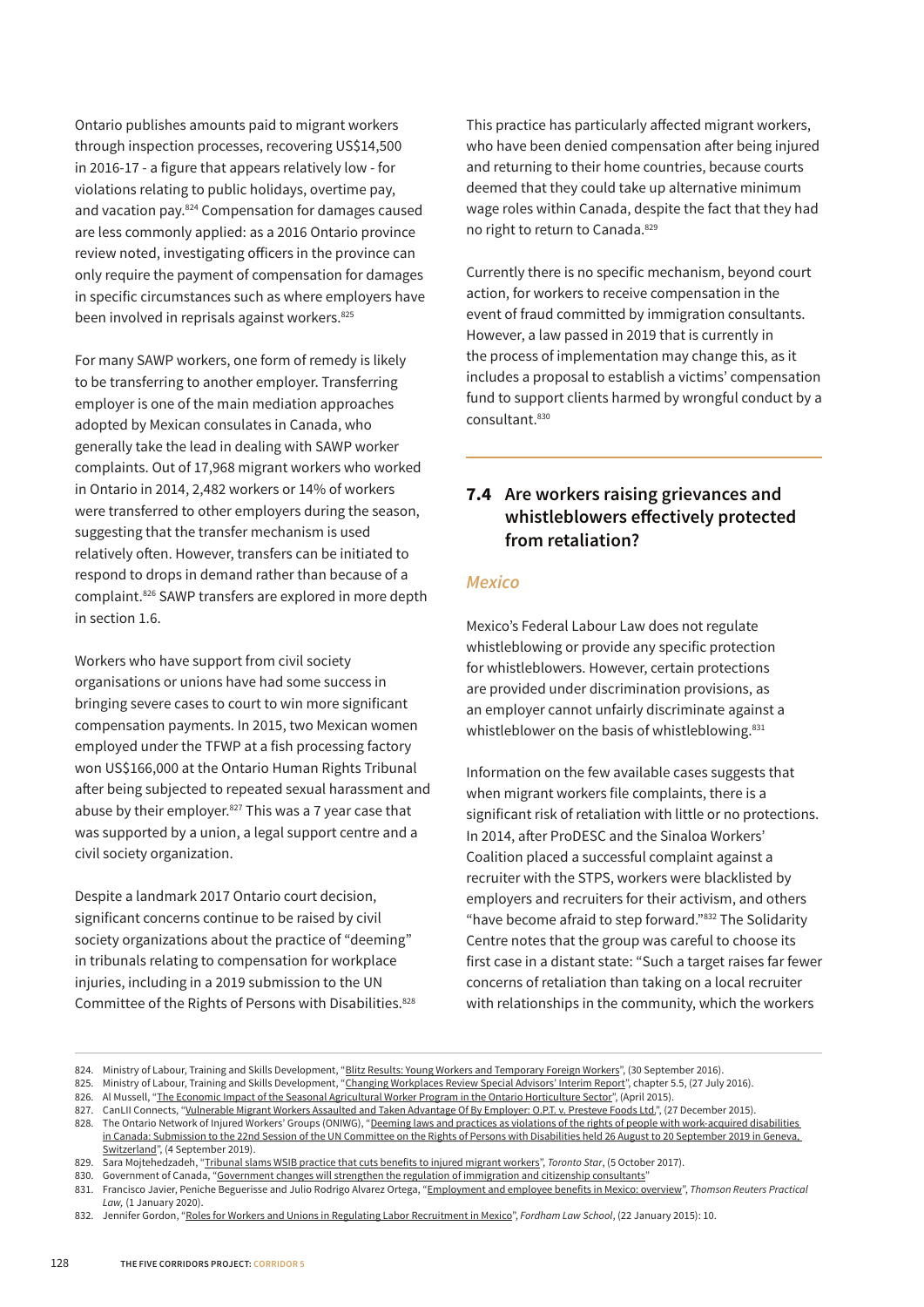Ontario publishes amounts paid to migrant workers through inspection processes, recovering US$14,500 in 2016-17 - a figure that appears relatively low - for violations relating to public holidays, overtime pay, and vacation pay.[824] Compensation for damages caused are less commonly applied: as a 2016 Ontario province review noted, investigating officers in the province can only require the payment of compensation for damages in specific circumstances such as where employers have been involved in reprisals against workers.[825]

For many SAWP workers, one form of remedy is likely to be transferring to another employer. Transferring employer is one of the main mediation approaches adopted by Mexican consulates in Canada, who generally take the lead in dealing with SAWP worker complaints. Out of 17,968 migrant workers who worked in Ontario in 2014, 2,482 workers or 14% of workers were transferred to other employers during the season, suggesting that the transfer mechanism is used relatively often. However, transfers can be initiated to respond to drops in demand rather than because of a complaint.[826] SAWP transfers are explored in more depth in section 1.6.

Workers who have support from civil society organisations or unions have had some success in bringing severe cases to court to win more significant compensation payments. In 2015, two Mexican women employed under the TFWP at a fish processing factory won US$166,000 at the Ontario Human Rights Tribunal after being subjected to repeated sexual harassment and abuse by their employer.[827] This was a 7 year case that was supported by a union, a legal support centre and a civil society organization.

Despite a landmark 2017 Ontario court decision, significant concerns continue to be raised by civil society organizations about the practice of "deeming" in tribunals relating to compensation for workplace injuries, including in a 2019 submission to the UN Committee of the Rights of Persons with Disabilities.[828] This practice has particularly affected migrant workers, who have been denied compensation after being injured and returning to their home countries, because courts deemed that they could take up alternative minimum wage roles within Canada, despite the fact that they had no right to return to Canada.[829]

Currently there is no specific mechanism, beyond court action, for workers to receive compensation in the event of fraud committed by immigration consultants. However, a law passed in 2019 that is currently in the process of implementation may change this, as it includes a proposal to establish a victims' compensation fund to support clients harmed by wrongful conduct by a consultant.[830]

## 7.4 Are workers raising grievances and whistleblowers effectively protected from retaliation?

### *Mexico*

Mexico's Federal Labour Law does not regulate whistleblowing or provide any specific protection for whistleblowers. However, certain protections are provided under discrimination provisions, as an employer cannot unfairly discriminate against a whistleblower on the basis of whistleblowing.[831]

Information on the few available cases suggests that when migrant workers file complaints, there is a significant risk of retaliation with little or no protections. In 2014, after ProDESC and the Sinaloa Workers' Coalition placed a successful complaint against a recruiter with the STPS, workers were blacklisted by employers and recruiters for their activism, and others "have become afraid to step forward."[832] The Solidarity Centre notes that the group was careful to choose its first case in a distant state: "Such a target raises far fewer concerns of retaliation than taking on a local recruiter with relationships in the community, which the workers

---

824. Ministry of Labour, Training and Skills Development, "Blitz Results: Young Workers and Temporary Foreign Workers", (30 September 2016).
825. Ministry of Labour, Training and Skills Development, "Changing Workplaces Review Special Advisors' Interim Report", chapter 5.5, (27 July 2016).
826. Al Mussell, "The Economic Impact of the Seasonal Agricultural Worker Program in the Ontario Horticulture Sector", (April 2015).
827. CanLII Connects, "Vulnerable Migrant Workers Assaulted and Taken Advantage Of By Employer: O.P.T. v. Presteve Foods Ltd.", (27 December 2015).
828. The Ontario Network of Injured Workers' Groups (ONIWG), "Deeming laws and practices as violations of the rights of people with work-acquired disabilities in Canada: Submission to the 22nd Session of the UN Committee on the Rights of Persons with Disabilities held 26 August to 20 September 2019 in Geneva, Switzerland", (4 September 2019).
829. Sara Mojtehedzadeh, "Tribunal slams WSIB practice that cuts benefits to injured migrant workers", *Toronto Star*, (5 October 2017).
830. Government of Canada, "Government changes will strengthen the regulation of immigration and citizenship consultants"
831. Francisco Javier, Peniche Beguerisse and Julio Rodrigo Alvarez Ortega, "Employment and employee benefits in Mexico: overview", *Thomson Reuters Practical Law*, (1 January 2020).
832. Jennifer Gordon, "Roles for Workers and Unions in Regulating Labor Recruitment in Mexico", *Fordham Law School*, (22 January 2015): 10.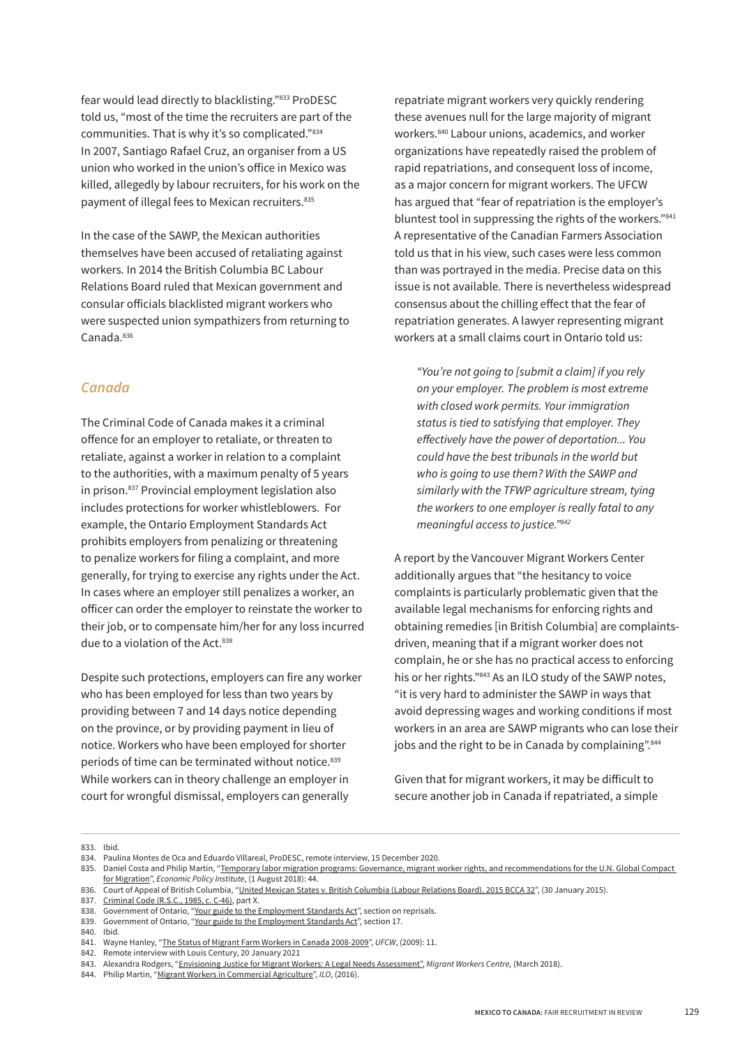fear would lead directly to blacklisting."[833] ProDESC told us, "most of the time the recruiters are part of the communities. That is why it's so complicated."[834] In 2007, Santiago Rafael Cruz, an organiser from a US union who worked in the union's office in Mexico was killed, allegedly by labour recruiters, for his work on the payment of illegal fees to Mexican recruiters.[835]

In the case of the SAWP, the Mexican authorities themselves have been accused of retaliating against workers. In 2014 the British Columbia BC Labour Relations Board ruled that Mexican government and consular officials blacklisted migrant workers who were suspected union sympathizers from returning to Canada.[836]

### *Canada*

The Criminal Code of Canada makes it a criminal offence for an employer to retaliate, or threaten to retaliate, against a worker in relation to a complaint to the authorities, with a maximum penalty of 5 years in prison.[837] Provincial employment legislation also includes protections for worker whistleblowers. For example, the Ontario Employment Standards Act prohibits employers from penalizing or threatening to penalize workers for filing a complaint, and more generally, for trying to exercise any rights under the Act. In cases where an employer still penalizes a worker, an officer can order the employer to reinstate the worker to their job, or to compensate him/her for any loss incurred due to a violation of the Act.[838]

Despite such protections, employers can fire any worker who has been employed for less than two years by providing between 7 and 14 days notice depending on the province, or by providing payment in lieu of notice. Workers who have been employed for shorter periods of time can be terminated without notice.[839] While workers can in theory challenge an employer in court for wrongful dismissal, employers can generally repatriate migrant workers very quickly rendering these avenues null for the large majority of migrant workers.[840] Labour unions, academics, and worker organizations have repeatedly raised the problem of rapid repatriations, and consequent loss of income, as a major concern for migrant workers. The UFCW has argued that "fear of repatriation is the employer's bluntest tool in suppressing the rights of the workers."[841] A representative of the Canadian Farmers Association told us that in his view, such cases were less common than was portrayed in the media. Precise data on this issue is not available. There is nevertheless widespread consensus about the chilling effect that the fear of repatriation generates. A lawyer representing migrant workers at a small claims court in Ontario told us:

> *"You're not going to [submit a claim] if you rely on your employer. The problem is most extreme with closed work permits. Your immigration status is tied to satisfying that employer. They effectively have the power of deportation... You could have the best tribunals in the world but who is going to use them? With the SAWP and similarly with the TFWP agriculture stream, tying the workers to one employer is really fatal to any meaningful access to justice."[842]*

A report by the Vancouver Migrant Workers Center additionally argues that "the hesitancy to voice complaints is particularly problematic given that the available legal mechanisms for enforcing rights and obtaining remedies [in British Columbia] are complaints-driven, meaning that if a migrant worker does not complain, he or she has no practical access to enforcing his or her rights."[843] As an ILO study of the SAWP notes, "it is very hard to administer the SAWP in ways that avoid depressing wages and working conditions if most workers in an area are SAWP migrants who can lose their jobs and the right to be in Canada by complaining".[844]

Given that for migrant workers, it may be difficult to secure another job in Canada if repatriated, a simple

---

833. Ibid.
834. Paulina Montes de Oca and Eduardo Villareal, ProDESC, remote interview, 15 December 2020.
835. Daniel Costa and Philip Martin, "Temporary labor migration programs: Governance, migrant worker rights, and recommendations for the U.N. Global Compact for Migration", *Economic Policy Institute*, (1 August 2018): 44.
836. Court of Appeal of British Columbia, "United Mexican States v. British Columbia (Labour Relations Board), 2015 BCCA 32", (30 January 2015).
837. Criminal Code (R.S.C., 1985, c. C-46), part X.
838. Government of Ontario, "Your guide to the Employment Standards Act", section on reprisals.
839. Government of Ontario, "Your guide to the Employment Standards Act", section 17.
840. Ibid.
841. Wayne Hanley, "The Status of Migrant Farm Workers in Canada 2008-2009", *UFCW*, (2009): 11.
842. Remote interview with Louis Century, 20 January 2021
843. Alexandra Rodgers, "Envisioning Justice for Migrant Workers: A Legal Needs Assessment", *Migrant Workers Centre,* (March 2018).
844. Philip Martin, "Migrant Workers in Commercial Agriculture", *ILO*, (2016).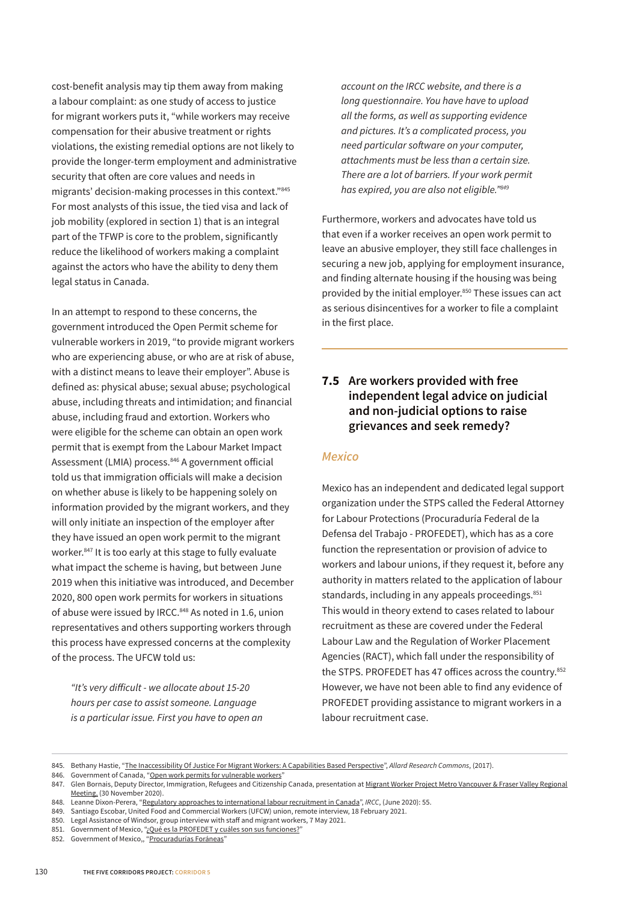cost-benefit analysis may tip them away from making a labour complaint: as one study of access to justice for migrant workers puts it, "while workers may receive compensation for their abusive treatment or rights violations, the existing remedial options are not likely to provide the longer-term employment and administrative security that often are core values and needs in migrants' decision-making processes in this context."[845] For most analysts of this issue, the tied visa and lack of job mobility (explored in section 1) that is an integral part of the TFWP is core to the problem, significantly reduce the likelihood of workers making a complaint against the actors who have the ability to deny them legal status in Canada.

In an attempt to respond to these concerns, the government introduced the Open Permit scheme for vulnerable workers in 2019, "to provide migrant workers who are experiencing abuse, or who are at risk of abuse, with a distinct means to leave their employer". Abuse is defined as: physical abuse; sexual abuse; psychological abuse, including threats and intimidation; and financial abuse, including fraud and extortion. Workers who were eligible for the scheme can obtain an open work permit that is exempt from the Labour Market Impact Assessment (LMIA) process.[846] A government official told us that immigration officials will make a decision on whether abuse is likely to be happening solely on information provided by the migrant workers, and they will only initiate an inspection of the employer after they have issued an open work permit to the migrant worker.[847] It is too early at this stage to fully evaluate what impact the scheme is having, but between June 2019 when this initiative was introduced, and December 2020, 800 open work permits for workers in situations of abuse were issued by IRCC.[848] As noted in 1.6, union representatives and others supporting workers through this process have expressed concerns at the complexity of the process. The UFCW told us:

> *"It's very difficult - we allocate about 15-20 hours per case to assist someone. Language is a particular issue. First you have to open an account on the IRCC website, and there is a long questionnaire. You have have to upload all the forms, as well as supporting evidence and pictures. It's a complicated process, you need particular software on your computer, attachments must be less than a certain size. There are a lot of barriers. If your work permit has expired, you are also not eligible."*[849]

Furthermore, workers and advocates have told us that even if a worker receives an open work permit to leave an abusive employer, they still face challenges in securing a new job, applying for employment insurance, and finding alternate housing if the housing was being provided by the initial employer.[850] These issues can act as serious disincentives for a worker to file a complaint in the first place.

## 7.5 Are workers provided with free independent legal advice on judicial and non-judicial options to raise grievances and seek remedy?

### *Mexico*

Mexico has an independent and dedicated legal support organization under the STPS called the Federal Attorney for Labour Protections (Procuraduría Federal de la Defensa del Trabajo - PROFEDET), which has as a core function the representation or provision of advice to workers and labour unions, if they request it, before any authority in matters related to the application of labour standards, including in any appeals proceedings.[851] This would in theory extend to cases related to labour recruitment as these are covered under the Federal Labour Law and the Regulation of Worker Placement Agencies (RACT), which fall under the responsibility of the STPS. PROFEDET has 47 offices across the country.[852] However, we have not been able to find any evidence of PROFEDET providing assistance to migrant workers in a labour recruitment case.

---

845. Bethany Hastie, "The Inaccessibility Of Justice For Migrant Workers: A Capabilities Based Perspective", *Allard Research Commons*, (2017).
846. Government of Canada, "Open work permits for vulnerable workers"
847. Glen Bornais, Deputy Director, Immigration, Refugees and Citizenship Canada, presentation at Migrant Worker Project Metro Vancouver & Fraser Valley Regional Meeting, (30 November 2020).
848. Leanne Dixon-Perera, "Regulatory approaches to international labour recruitment in Canada", *IRCC*, (June 2020): 55.
849. Santiago Escobar, United Food and Commercial Workers (UFCW) union, remote interview, 18 February 2021.
850. Legal Assistance of Windsor, group interview with staff and migrant workers, 7 May 2021.
851. Government of Mexico, "¿Qué es la PROFEDET y cuáles son sus funciones?"
852. Government of Mexico,, "Procuradurías Foráneas"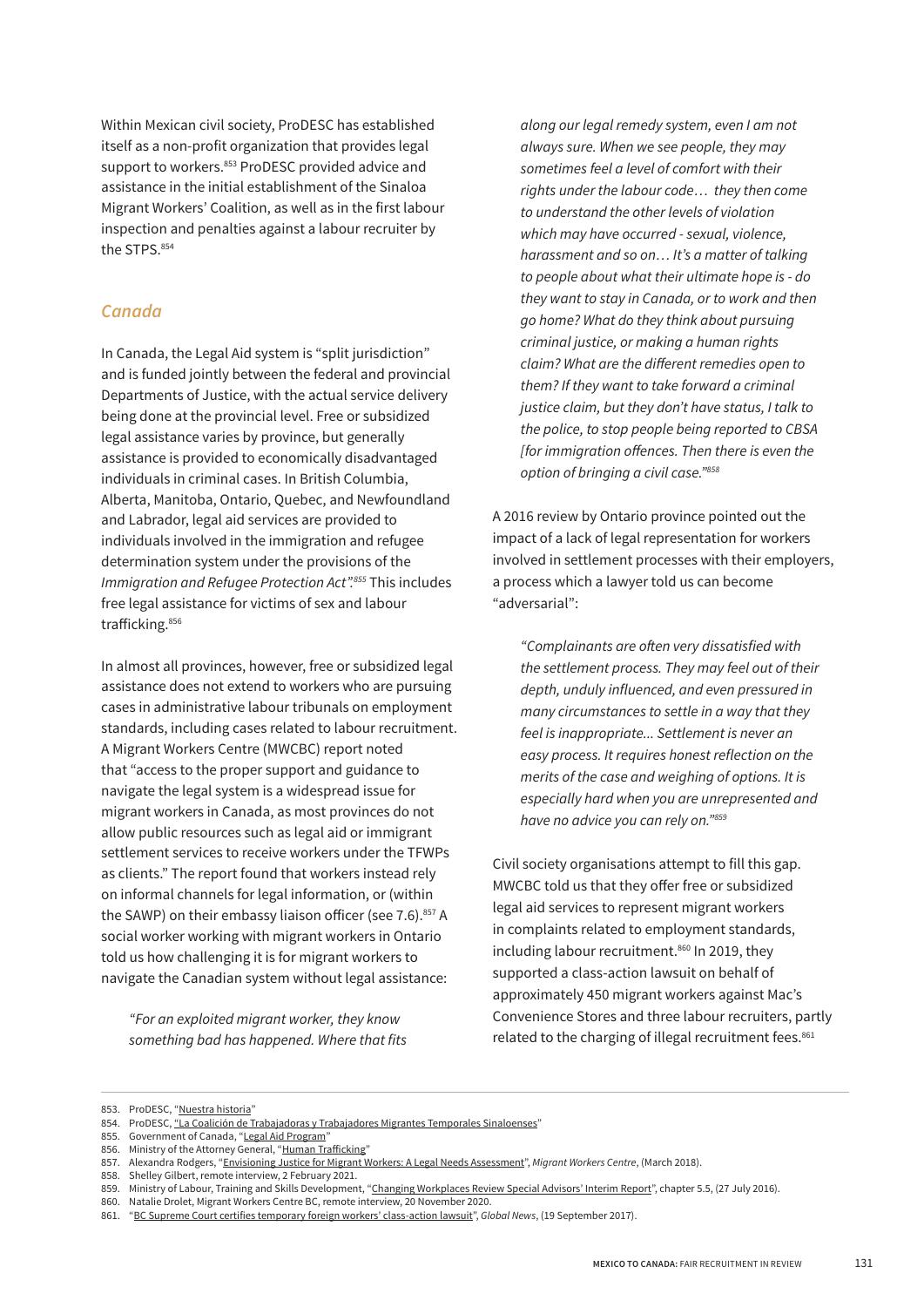Within Mexican civil society, ProDESC has established itself as a non-profit organization that provides legal support to workers.[853] ProDESC provided advice and assistance in the initial establishment of the Sinaloa Migrant Workers' Coalition, as well as in the first labour inspection and penalties against a labour recruiter by the STPS.[854]

## *Canada*

In Canada, the Legal Aid system is "split jurisdiction" and is funded jointly between the federal and provincial Departments of Justice, with the actual service delivery being done at the provincial level. Free or subsidized legal assistance varies by province, but generally assistance is provided to economically disadvantaged individuals in criminal cases. In British Columbia, Alberta, Manitoba, Ontario, Quebec, and Newfoundland and Labrador, legal aid services are provided to individuals involved in the immigration and refugee determination system under the provisions of the *Immigration and Refugee Protection Act".*[855] This includes free legal assistance for victims of sex and labour trafficking.[856]

In almost all provinces, however, free or subsidized legal assistance does not extend to workers who are pursuing cases in administrative labour tribunals on employment standards, including cases related to labour recruitment. A Migrant Workers Centre (MWCBC) report noted that "access to the proper support and guidance to navigate the legal system is a widespread issue for migrant workers in Canada, as most provinces do not allow public resources such as legal aid or immigrant settlement services to receive workers under the TFWPs as clients." The report found that workers instead rely on informal channels for legal information, or (within the SAWP) on their embassy liaison officer (see 7.6).[857] A social worker working with migrant workers in Ontario told us how challenging it is for migrant workers to navigate the Canadian system without legal assistance:

> *"For an exploited migrant worker, they know something bad has happened. Where that fits along our legal remedy system, even I am not always sure. When we see people, they may sometimes feel a level of comfort with their rights under the labour code… they then come to understand the other levels of violation which may have occurred - sexual, violence, harassment and so on… It's a matter of talking to people about what their ultimate hope is - do they want to stay in Canada, or to work and then go home? What do they think about pursuing criminal justice, or making a human rights claim? What are the different remedies open to them? If they want to take forward a criminal justice claim, but they don't have status, I talk to the police, to stop people being reported to CBSA [for immigration offences. Then there is even the option of bringing a civil case."*[858]

A 2016 review by Ontario province pointed out the impact of a lack of legal representation for workers involved in settlement processes with their employers, a process which a lawyer told us can become "adversarial":

> *"Complainants are often very dissatisfied with the settlement process. They may feel out of their depth, unduly influenced, and even pressured in many circumstances to settle in a way that they feel is inappropriate... Settlement is never an easy process. It requires honest reflection on the merits of the case and weighing of options. It is especially hard when you are unrepresented and have no advice you can rely on."*[859]

Civil society organisations attempt to fill this gap. MWCBC told us that they offer free or subsidized legal aid services to represent migrant workers in complaints related to employment standards, including labour recruitment.[860] In 2019, they supported a class-action lawsuit on behalf of approximately 450 migrant workers against Mac's Convenience Stores and three labour recruiters, partly related to the charging of illegal recruitment fees.[861]

---

853. ProDESC, "Nuestra historia"
854. ProDESC, "La Coalición de Trabajadoras y Trabajadores Migrantes Temporales Sinaloenses"
855. Government of Canada, "Legal Aid Program"
856. Ministry of the Attorney General, "Human Trafficking"
857. Alexandra Rodgers, "Envisioning Justice for Migrant Workers: A Legal Needs Assessment", *Migrant Workers Centre*, (March 2018).
858. Shelley Gilbert, remote interview, 2 February 2021.
859. Ministry of Labour, Training and Skills Development, "Changing Workplaces Review Special Advisors' Interim Report", chapter 5.5, (27 July 2016).
860. Natalie Drolet, Migrant Workers Centre BC, remote interview, 20 November 2020.
861. "BC Supreme Court certifies temporary foreign workers' class-action lawsuit", *Global News*, (19 September 2017).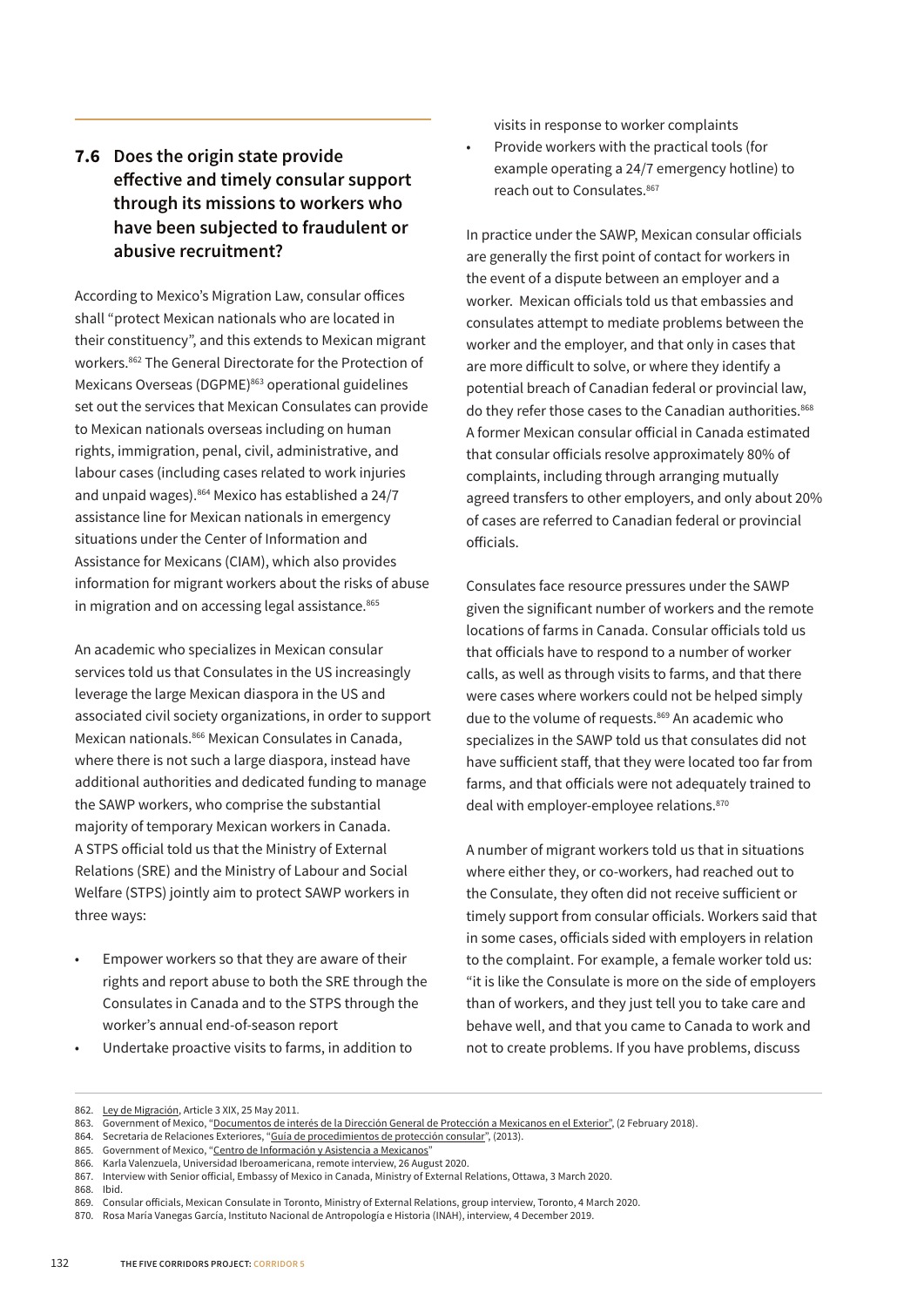## 7.6 Does the origin state provide effective and timely consular support through its missions to workers who have been subjected to fraudulent or abusive recruitment?

According to Mexico's Migration Law, consular offices shall "protect Mexican nationals who are located in their constituency", and this extends to Mexican migrant workers.[862] The General Directorate for the Protection of Mexicans Overseas (DGPME)[863] operational guidelines set out the services that Mexican Consulates can provide to Mexican nationals overseas including on human rights, immigration, penal, civil, administrative, and labour cases (including cases related to work injuries and unpaid wages).[864] Mexico has established a 24/7 assistance line for Mexican nationals in emergency situations under the Center of Information and Assistance for Mexicans (CIAM), which also provides information for migrant workers about the risks of abuse in migration and on accessing legal assistance.[865]

An academic who specializes in Mexican consular services told us that Consulates in the US increasingly leverage the large Mexican diaspora in the US and associated civil society organizations, in order to support Mexican nationals.[866] Mexican Consulates in Canada, where there is not such a large diaspora, instead have additional authorities and dedicated funding to manage the SAWP workers, who comprise the substantial majority of temporary Mexican workers in Canada. A STPS official told us that the Ministry of External Relations (SRE) and the Ministry of Labour and Social Welfare (STPS) jointly aim to protect SAWP workers in three ways:

- Empower workers so that they are aware of their rights and report abuse to both the SRE through the Consulates in Canada and to the STPS through the worker's annual end-of-season report
- Undertake proactive visits to farms, in addition to visits in response to worker complaints
- Provide workers with the practical tools (for example operating a 24/7 emergency hotline) to reach out to Consulates.[867]

In practice under the SAWP, Mexican consular officials are generally the first point of contact for workers in the event of a dispute between an employer and a worker. Mexican officials told us that embassies and consulates attempt to mediate problems between the worker and the employer, and that only in cases that are more difficult to solve, or where they identify a potential breach of Canadian federal or provincial law, do they refer those cases to the Canadian authorities.[868] A former Mexican consular official in Canada estimated that consular officials resolve approximately 80% of complaints, including through arranging mutually agreed transfers to other employers, and only about 20% of cases are referred to Canadian federal or provincial officials.

Consulates face resource pressures under the SAWP given the significant number of workers and the remote locations of farms in Canada. Consular officials told us that officials have to respond to a number of worker calls, as well as through visits to farms, and that there were cases where workers could not be helped simply due to the volume of requests.[869] An academic who specializes in the SAWP told us that consulates did not have sufficient staff, that they were located too far from farms, and that officials were not adequately trained to deal with employer-employee relations.[870]

A number of migrant workers told us that in situations where either they, or co-workers, had reached out to the Consulate, they often did not receive sufficient or timely support from consular officials. Workers said that in some cases, officials sided with employers in relation to the complaint. For example, a female worker told us: "it is like the Consulate is more on the side of employers than of workers, and they just tell you to take care and behave well, and that you came to Canada to work and not to create problems. If you have problems, discuss

---

862. Ley de Migración, Article 3 XIX, 25 May 2011.
863. Government of Mexico, "Documentos de interés de la Dirección General de Protección a Mexicanos en el Exterior", (2 February 2018).
864. Secretaria de Relaciones Exteriores, "Guía de procedimientos de protección consular", (2013).
865. Government of Mexico, "Centro de Información y Asistencia a Mexicanos"
866. Karla Valenzuela, Universidad Iberoamericana, remote interview, 26 August 2020.
867. Interview with Senior official, Embassy of Mexico in Canada, Ministry of External Relations, Ottawa, 3 March 2020.
868. Ibid.
869. Consular officials, Mexican Consulate in Toronto, Ministry of External Relations, group interview, Toronto, 4 March 2020.
870. Rosa María Vanegas García, Instituto Nacional de Antropología e Historia (INAH), interview, 4 December 2019.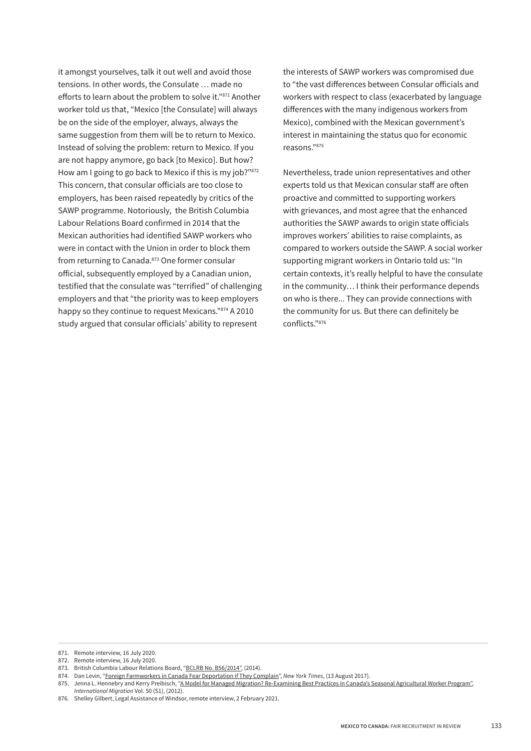it amongst yourselves, talk it out well and avoid those tensions. In other words, the Consulate … made no efforts to learn about the problem to solve it."[871] Another worker told us that, "Mexico [the Consulate] will always be on the side of the employer, always, always the same suggestion from them will be to return to Mexico. Instead of solving the problem: return to Mexico. If you are not happy anymore, go back [to Mexico]. But how? How am I going to go back to Mexico if this is my job?"[872] This concern, that consular officials are too close to employers, has been raised repeatedly by critics of the SAWP programme. Notoriously, the British Columbia Labour Relations Board confirmed in 2014 that the Mexican authorities had identified SAWP workers who were in contact with the Union in order to block them from returning to Canada.[873] One former consular official, subsequently employed by a Canadian union, testified that the consulate was "terrified" of challenging employers and that "the priority was to keep employers happy so they continue to request Mexicans."[874] A 2010 study argued that consular officials' ability to represent the interests of SAWP workers was compromised due to "the vast differences between Consular officials and workers with respect to class (exacerbated by language differences with the many indigenous workers from Mexico), combined with the Mexican government's interest in maintaining the status quo for economic reasons."[875]

Nevertheless, trade union representatives and other experts told us that Mexican consular staff are often proactive and committed to supporting workers with grievances, and most agree that the enhanced authorities the SAWP awards to origin state officials improves workers' abilities to raise complaints, as compared to workers outside the SAWP. A social worker supporting migrant workers in Ontario told us: "In certain contexts, it's really helpful to have the consulate in the community… I think their performance depends on who is there... They can provide connections with the community for us. But there can definitely be conflicts."[876]

---

871. Remote interview, 16 July 2020.
872. Remote interview, 16 July 2020.
873. British Columbia Labour Relations Board, "BCLRB No. B56/2014", (2014).
874. Dan Levin, "Foreign Farmworkers in Canada Fear Deportation if They Complain", *New York Times*, (13 August 2017).
875. Jenna L. Hennebry and Kerry Preibisch, "A Model for Managed Migration? Re-Examining Best Practices in Canada's Seasonal Agricultural Worker Program", *International Migration* Vol. 50 (S1), (2012).
876. Shelley Gilbert, Legal Assistance of Windsor, remote interview, 2 February 2021.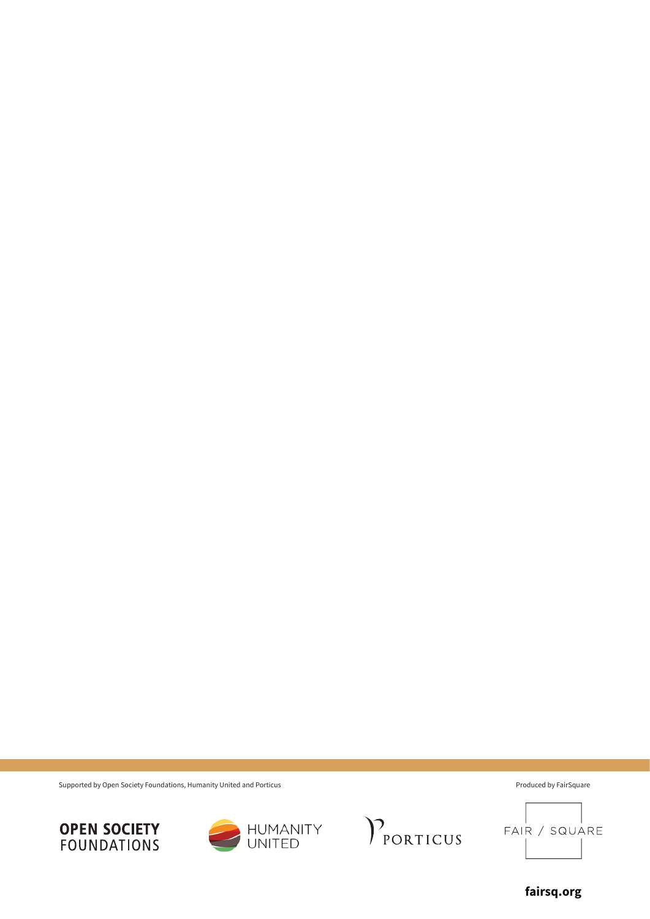Supported by Open Society Foundations, Humanity United and Porticus

Produced by FairSquare

OPEN SOCIETY FOUNDATIONS

HUMANITY UNITED

PORTICUS

FAIR / SQUARE

**fairsq.org**